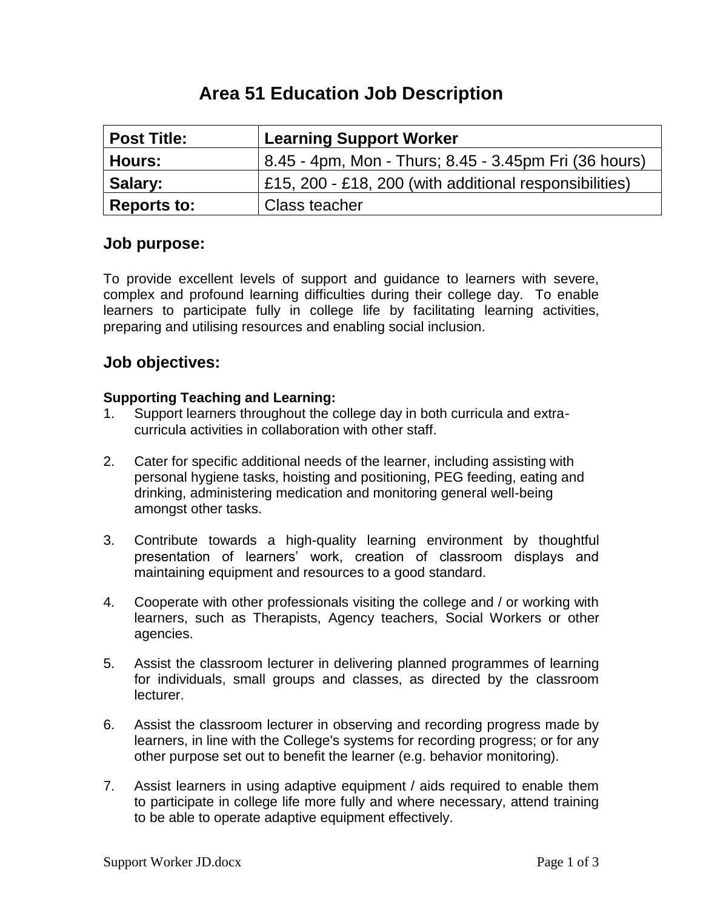# Area 51 Education Job Description

| Post Title: | Learning Support Worker |
|---|---|
| Hours: | 8.45 - 4pm, Mon - Thurs; 8.45 - 3.45pm Fri (36 hours) |
| Salary: | £15, 200 - £18, 200 (with additional responsibilities) |
| Reports to: | Class teacher |

## Job purpose:

To provide excellent levels of support and guidance to learners with severe, complex and profound learning difficulties during their college day. To enable learners to participate fully in college life by facilitating learning activities, preparing and utilising resources and enabling social inclusion.

## Job objectives:

**Supporting Teaching and Learning:**

1. Support learners throughout the college day in both curricula and extra-curricula activities in collaboration with other staff.

2. Cater for specific additional needs of the learner, including assisting with personal hygiene tasks, hoisting and positioning, PEG feeding, eating and drinking, administering medication and monitoring general well-being amongst other tasks.

3. Contribute towards a high-quality learning environment by thoughtful presentation of learners' work, creation of classroom displays and maintaining equipment and resources to a good standard.

4. Cooperate with other professionals visiting the college and / or working with learners, such as Therapists, Agency teachers, Social Workers or other agencies.

5. Assist the classroom lecturer in delivering planned programmes of learning for individuals, small groups and classes, as directed by the classroom lecturer.

6. Assist the classroom lecturer in observing and recording progress made by learners, in line with the College's systems for recording progress; or for any other purpose set out to benefit the learner (e.g. behavior monitoring).

7. Assist learners in using adaptive equipment / aids required to enable them to participate in college life more fully and where necessary, attend training to be able to operate adaptive equipment effectively.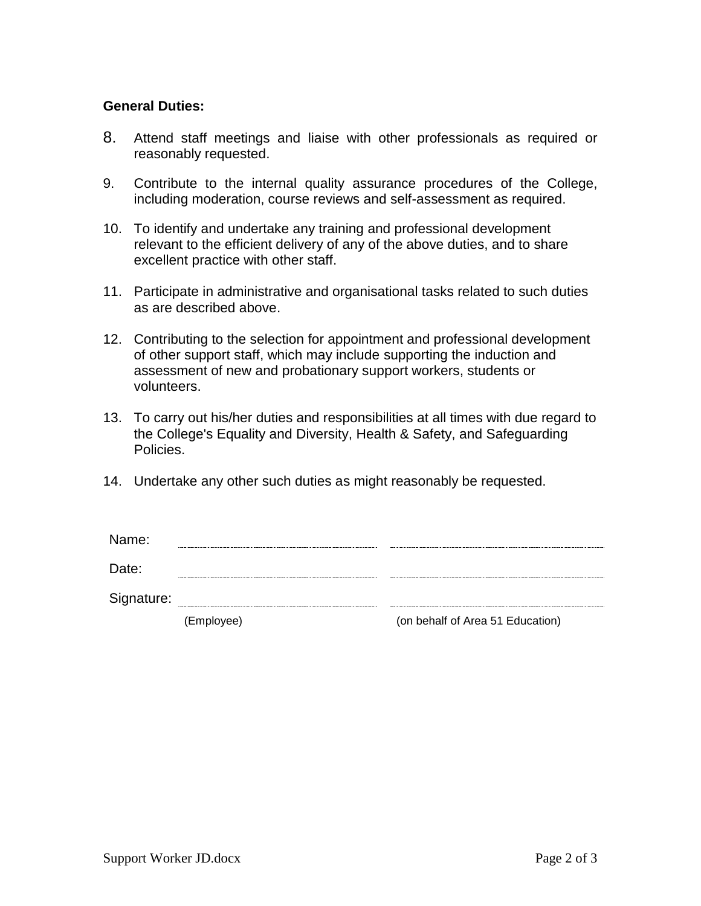**General Duties:**

8. Attend staff meetings and liaise with other professionals as required or reasonably requested.
9. Contribute to the internal quality assurance procedures of the College, including moderation, course reviews and self-assessment as required.
10. To identify and undertake any training and professional development relevant to the efficient delivery of any of the above duties, and to share excellent practice with other staff.
11. Participate in administrative and organisational tasks related to such duties as are described above.
12. Contributing to the selection for appointment and professional development of other support staff, which may include supporting the induction and assessment of new and probationary support workers, students or volunteers.
13. To carry out his/her duties and responsibilities at all times with due regard to the College's Equality and Diversity, Health & Safety, and Safeguarding Policies.
14. Undertake any other such duties as might reasonably be requested.

| | | |
|---|---|---|
| Name: | ........................................ | ........................................ |
| Date: | ........................................ | ........................................ |
| Signature: | ........................................ | ........................................ |
| | (Employee) | (on behalf of Area 51 Education) |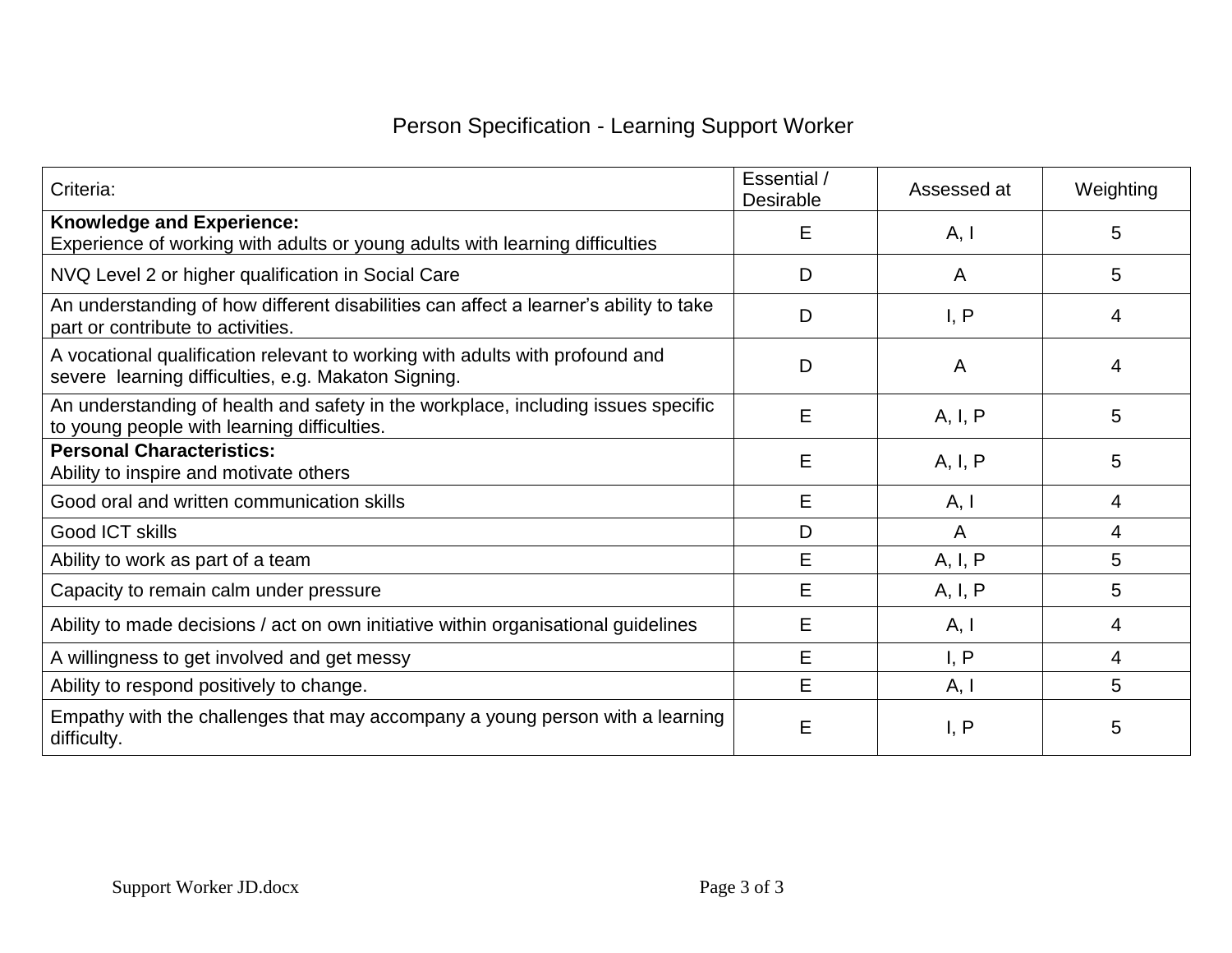# Person Specification - Learning Support Worker

| Criteria: | Essential / Desirable | Assessed at | Weighting |
|---|---|---|---|
| **Knowledge and Experience:**<br>Experience of working with adults or young adults with learning difficulties | E | A, I | 5 |
| NVQ Level 2 or higher qualification in Social Care | D | A | 5 |
| An understanding of how different disabilities can affect a learner's ability to take part or contribute to activities. | D | I, P | 4 |
| A vocational qualification relevant to working with adults with profound and severe learning difficulties, e.g. Makaton Signing. | D | A | 4 |
| An understanding of health and safety in the workplace, including issues specific to young people with learning difficulties. | E | A, I, P | 5 |
| **Personal Characteristics:**<br>Ability to inspire and motivate others | E | A, I, P | 5 |
| Good oral and written communication skills | E | A, I | 4 |
| Good ICT skills | D | A | 4 |
| Ability to work as part of a team | E | A, I, P | 5 |
| Capacity to remain calm under pressure | E | A, I, P | 5 |
| Ability to made decisions / act on own initiative within organisational guidelines | E | A, I | 4 |
| A willingness to get involved and get messy | E | I, P | 4 |
| Ability to respond positively to change. | E | A, I | 5 |
| Empathy with the challenges that may accompany a young person with a learning difficulty. | E | I, P | 5 |